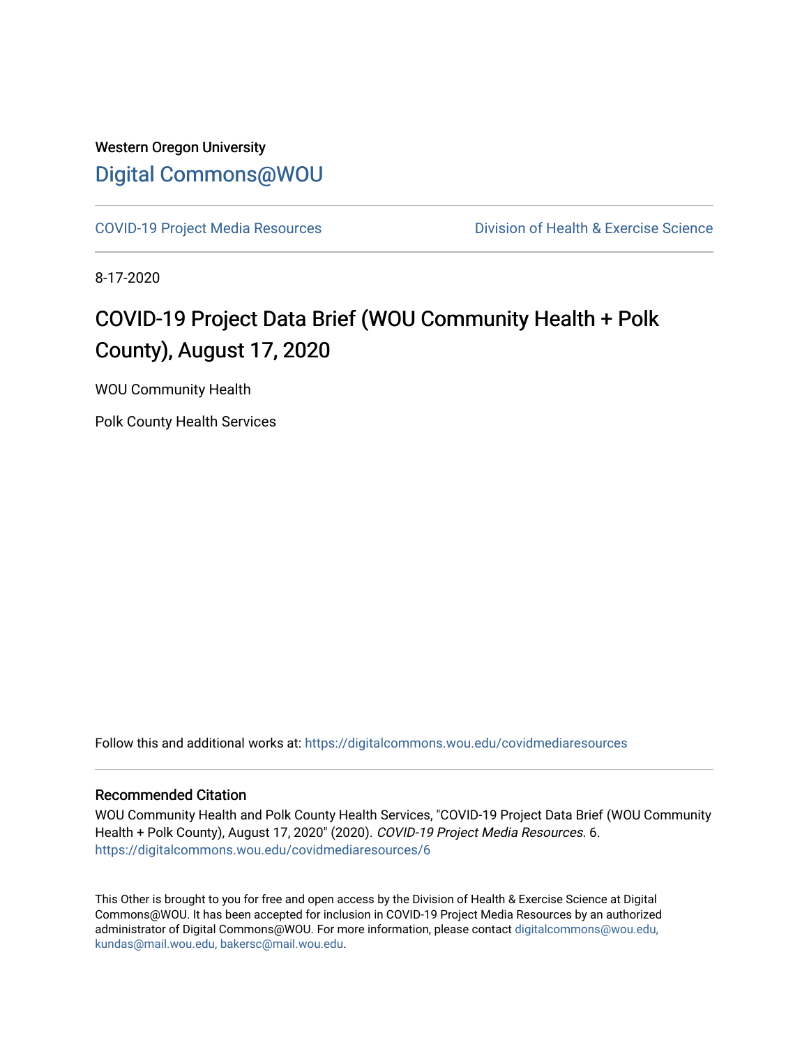Western Oregon University

## Digital Commons@WOU

COVID-19 Project Media Resources | Division of Health & Exercise Science

8-17-2020

# COVID-19 Project Data Brief (WOU Community Health + Polk County), August 17, 2020

WOU Community Health

Polk County Health Services

Follow this and additional works at: https://digitalcommons.wou.edu/covidmediaresources

### Recommended Citation

WOU Community Health and Polk County Health Services, "COVID-19 Project Data Brief (WOU Community Health + Polk County), August 17, 2020" (2020). *COVID-19 Project Media Resources*. 6.
https://digitalcommons.wou.edu/covidmediaresources/6

This Other is brought to you for free and open access by the Division of Health & Exercise Science at Digital Commons@WOU. It has been accepted for inclusion in COVID-19 Project Media Resources by an authorized administrator of Digital Commons@WOU. For more information, please contact digitalcommons@wou.edu, kundas@mail.wou.edu, bakersc@mail.wou.edu.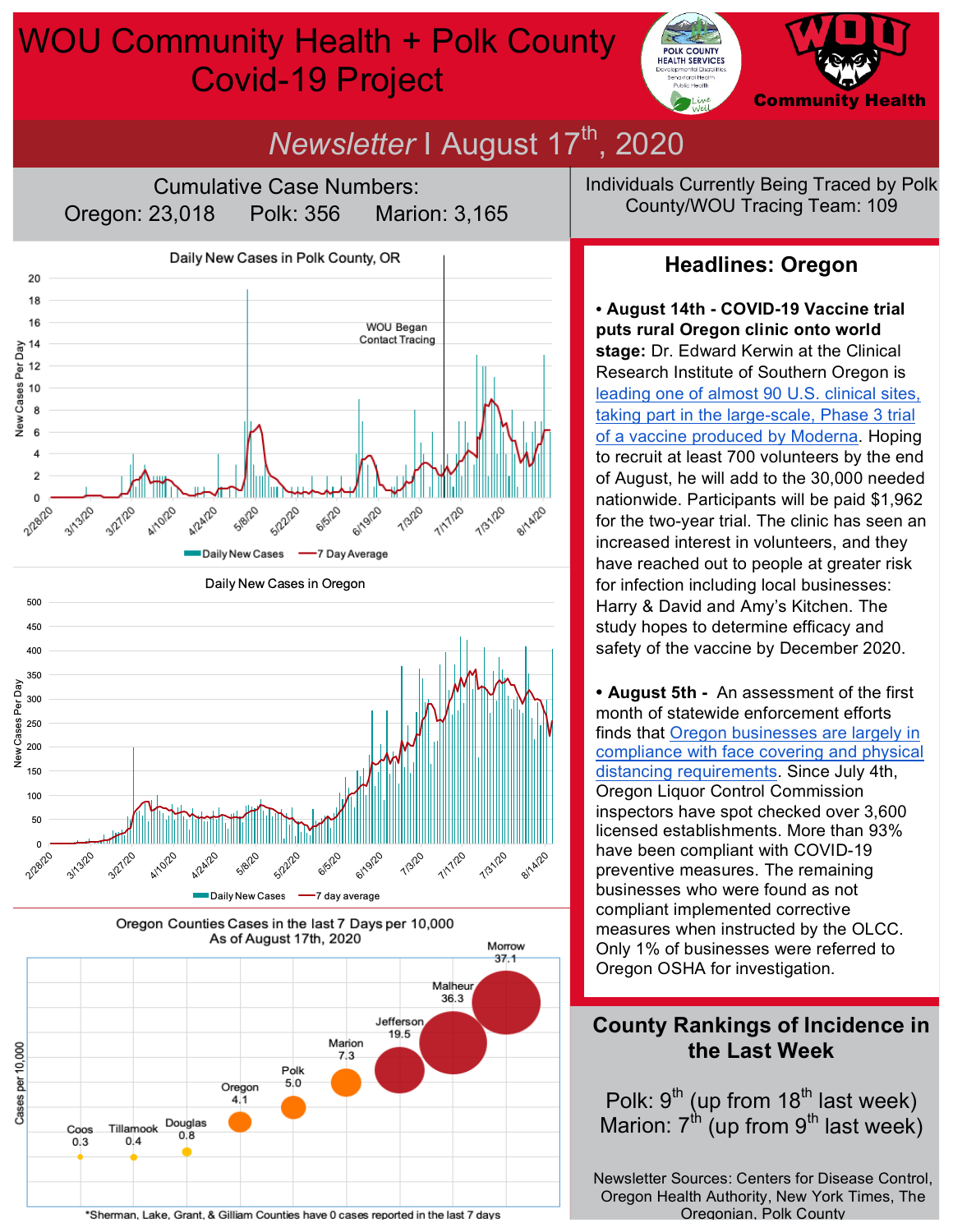# WOU Community Health + Polk County Covid-19 Project

POLK COUNTY HEALTH SERVICES
Developmental Disabilities
Behavioral Health
Public Health
Live Well

WOU Community Health

## *Newsletter* | August 17th, 2020

Cumulative Case Numbers:
Oregon: 23,018 Polk: 356 Marion: 3,165

Individuals Currently Being Traced by Polk County/WOU Tracing Team: 109

Daily New Cases in Polk County, OR

New Cases Per Day

0
2
4
6
8
10
12
14
16
18
20

2/28/20
3/13/20
3/27/20
4/10/20
4/24/20
5/8/20
5/22/20
6/5/20
6/19/20
7/3/20
7/17/20
7/31/20
8/14/20

WOU Began Contact Tracing

Daily New Cases
7 Day Average

Daily New Cases in Oregon

New Cases Per Day

0
50
100
150
200
250
300
350
400
450
500

2/28/20
3/13/20
3/27/20
4/10/20
4/24/20
5/8/20
5/22/20
6/5/20
6/19/20
7/3/20
7/17/20
7/31/20
8/14/20

Daily New Cases
7 day average

Oregon Counties Cases in the last 7 Days per 10,000
As of August 17th, 2020

Cases per 10,000

Coos 0.3
Tillamook 0.4
Douglas 0.8
Oregon 4.1
Polk 5.0
Marion 7.3
Jefferson 19.5
Malheur 36.3
Morrow 37.1

*Sherman, Lake, Grant, & Gilliam Counties have 0 cases reported in the last 7 days

## Headlines: Oregon

- **August 14th - COVID-19 Vaccine trial puts rural Oregon clinic onto world stage:** Dr. Edward Kerwin at the Clinical Research Institute of Southern Oregon is leading one of almost 90 U.S. clinical sites, taking part in the large-scale, Phase 3 trial of a vaccine produced by Moderna. Hoping to recruit at least 700 volunteers by the end of August, he will add to the 30,000 needed nationwide. Participants will be paid $1,962 for the two-year trial. The clinic has seen an increased interest in volunteers, and they have reached out to people at greater risk for infection including local businesses: Harry & David and Amy's Kitchen. The study hopes to determine efficacy and safety of the vaccine by December 2020.

- **August 5th -** An assessment of the first month of statewide enforcement efforts finds that Oregon businesses are largely in compliance with face covering and physical distancing requirements. Since July 4th, Oregon Liquor Control Commission inspectors have spot checked over 3,600 licensed establishments. More than 93% have been compliant with COVID-19 preventive measures. The remaining businesses who were found as not compliant implemented corrective measures when instructed by the OLCC. Only 1% of businesses were referred to Oregon OSHA for investigation.

## County Rankings of Incidence in the Last Week

Polk: 9th (up from 18th last week)
Marion: 7th (up from 9th last week)

Newsletter Sources: Centers for Disease Control, Oregon Health Authority, New York Times, The Oregonian, Polk County